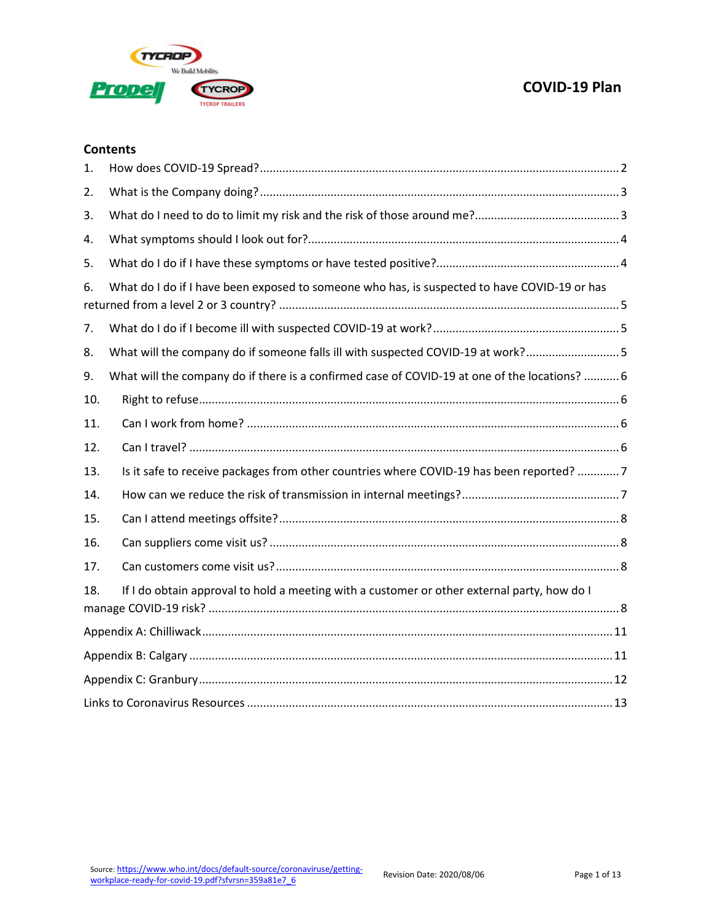# COVID-19 Plan

## Contents

1. How does COVID-19 Spread? .... 2
2. What is the Company doing? .... 3
3. What do I need to do to limit my risk and the risk of those around me? .... 3
4. What symptoms should I look out for? .... 4
5. What do I do if I have these symptoms or have tested positive? .... 4
6. What do I do if I have been exposed to someone who has, is suspected to have COVID-19 or has returned from a level 2 or 3 country? .... 5
7. What do I do if I become ill with suspected COVID-19 at work? .... 5
8. What will the company do if someone falls ill with suspected COVID-19 at work? .... 5
9. What will the company do if there is a confirmed case of COVID-19 at one of the locations? .... 6
10. Right to refuse .... 6
11. Can I work from home? .... 6
12. Can I travel? .... 6
13. Is it safe to receive packages from other countries where COVID-19 has been reported? .... 7
14. How can we reduce the risk of transmission in internal meetings? .... 7
15. Can I attend meetings offsite? .... 8
16. Can suppliers come visit us? .... 8
17. Can customers come visit us? .... 8
18. If I do obtain approval to hold a meeting with a customer or other external party, how do I manage COVID-19 risk? .... 8

Appendix A: Chilliwack .... 11

Appendix B: Calgary .... 11

Appendix C: Granbury .... 12

Links to Coronavirus Resources .... 13

Source: https://www.who.int/docs/default-source/coronaviruse/getting-workplace-ready-for-covid-19.pdf?sfvrsn=359a81e7_6

Revision Date: 2020/08/06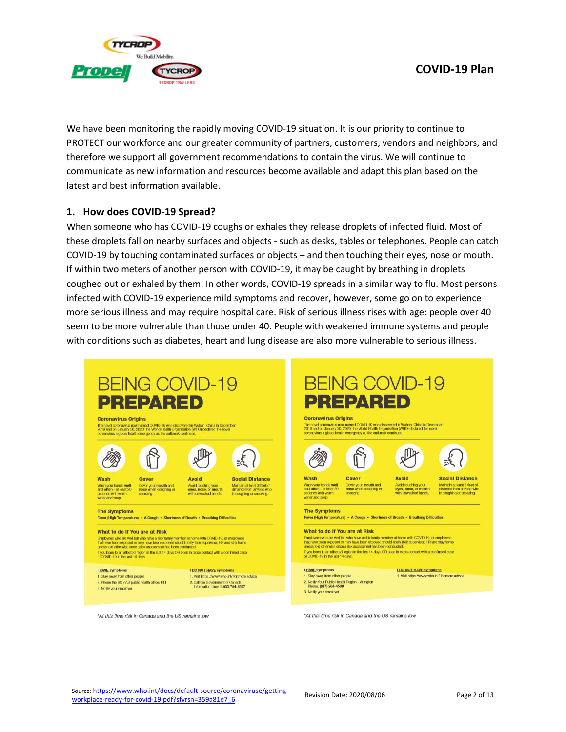We have been monitoring the rapidly moving COVID-19 situation. It is our priority to continue to PROTECT our workforce and our greater community of partners, customers, vendors and neighbors, and therefore we support all government recommendations to contain the virus. We will continue to communicate as new information and resources become available and adapt this plan based on the latest and best information available.

## 1. How does COVID-19 Spread?

When someone who has COVID-19 coughs or exhales they release droplets of infected fluid. Most of these droplets fall on nearby surfaces and objects - such as desks, tables or telephones. People can catch COVID-19 by touching contaminated surfaces or objects – and then touching their eyes, nose or mouth. If within two meters of another person with COVID-19, it may be caught by breathing in droplets coughed out or exhaled by them. In other words, COVID-19 spreads in a similar way to flu. Most persons infected with COVID-19 experience mild symptoms and recover, however, some go on to experience more serious illness and may require hospital care. Risk of serious illness rises with age: people over 40 seem to be more vulnerable than those under 40. People with weakened immune systems and people with conditions such as diabetes, heart and lung disease are also more vulnerable to serious illness.

# BEING COVID-19 PREPARED

**Coronavirus Origins**

The novel coronavirus now named COVID-19 was discovered in Wuhan, China in December 2019 and on January 30, 2020, the World Health Organization (WHO) declared the novel coronavirus a global health emergency as the outbreak continued.

**Wash** – Wash your hands **well** and **often** - at least 20 seconds with warm water and soap.

**Cover** – Cover your **mouth** and **nose** when coughing or sneezing.

**Avoid** – Avoid touching your **eyes, nose,** or **mouth** with unwashed hands.

**Social Distance** – Maintain at least **3 feet** of distance from anyone who is coughing or sneezing.

**The Symptoms**

Fever (High Temperature) • A Cough • Shortness of Breath • Breathing Difficulties

**What to do If You are at Risk**

Employees who are well but who have a sick family member at home with COVID-19; or employees that have been exposed or may have been exposed should notify their supervisor, HR and stay home unless told otherwise once a risk assessment has been conducted.

If you been to an affected region in the last 14 days OR been in close contact with a confirmed case of COVID-19 in the last 14 days:

I HAVE symptoms
1. Stay away from other people
2. Phone the BC / AB public health office: 811
3. Notify your employer

I DO NOT HAVE symptoms
1. Visit https://www.who.int/ for more advice
2. Call the Government of Canada Information Line: 1-833-784-4397

*At this time risk in Canada and the US remains low

# BEING COVID-19 PREPARED

**Coronavirus Origins**

The novel coronavirus now named COVID-19 was discovered in Wuhan, China in December 2019 and on January 30, 2020, the World Health Organization (WHO) declared the novel coronavirus a global health emergency as the outbreak continued.

**Wash** – Wash your hands **well** and **often** - at least 20 seconds with warm water and soap.

**Cover** – Cover your **mouth** and **nose** when coughing or sneezing.

**Avoid** – Avoid touching your **eyes, nose,** or **mouth** with unwashed hands.

**Social Distance** – Maintain at least **3 feet** of distance from anyone who is coughing or sneezing.

**The Symptoms**

Fever (High Temperature) • A Cough • Shortness of Breath • Breathing Difficulties

**What to do If You are at Risk**

Employees who are well but who have a sick family member at home with COVID-19; or employees that have been exposed or may have been exposed should notify their supervisor, HR and stay home unless told otherwise once a risk assessment has been conducted.

If you been to an affected region in the last 14 days OR been in close contact with a confirmed case of COVID-19 in the last 14 days:

I HAVE symptoms
1. Stay away from other people
2. Notify Your Public Health Region - Arlington Phone: (817) 264-4500
3. Notify your employer

I DO NOT HAVE symptoms
1. Visit https://www.who.int/ for more advice

*At this time risk in Canada and the US remains low

Source: https://www.who.int/docs/default-source/coronaviruse/getting-workplace-ready-for-covid-19.pdf?sfvrsn=359a81e7_6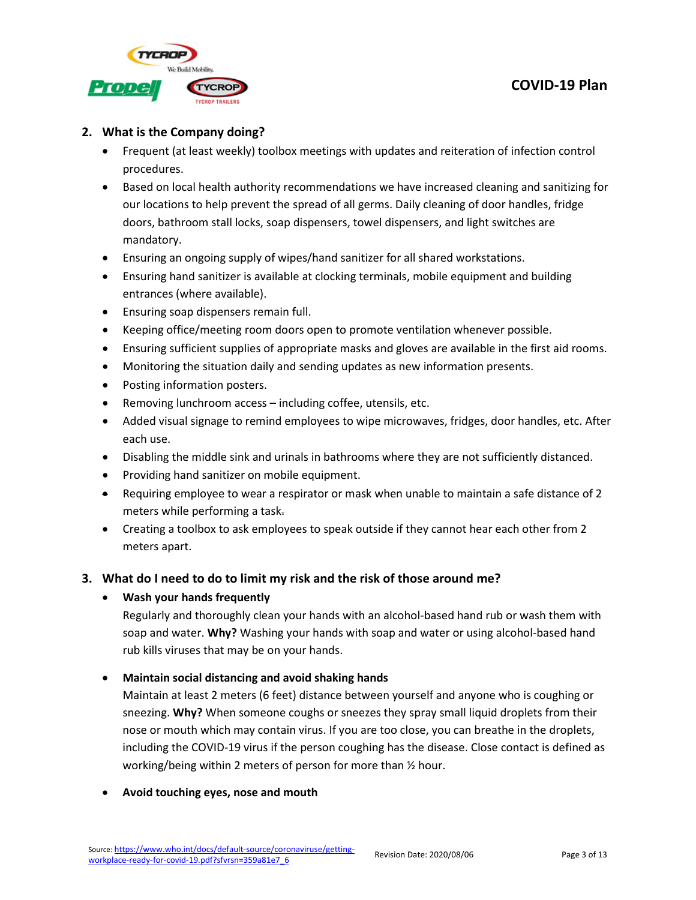## 2. What is the Company doing?

- Frequent (at least weekly) toolbox meetings with updates and reiteration of infection control procedures.
- Based on local health authority recommendations we have increased cleaning and sanitizing for our locations to help prevent the spread of all germs. Daily cleaning of door handles, fridge doors, bathroom stall locks, soap dispensers, towel dispensers, and light switches are mandatory.
- Ensuring an ongoing supply of wipes/hand sanitizer for all shared workstations.
- Ensuring hand sanitizer is available at clocking terminals, mobile equipment and building entrances (where available).
- Ensuring soap dispensers remain full.
- Keeping office/meeting room doors open to promote ventilation whenever possible.
- Ensuring sufficient supplies of appropriate masks and gloves are available in the first aid rooms.
- Monitoring the situation daily and sending updates as new information presents.
- Posting information posters.
- Removing lunchroom access – including coffee, utensils, etc.
- Added visual signage to remind employees to wipe microwaves, fridges, door handles, etc. After each use.
- Disabling the middle sink and urinals in bathrooms where they are not sufficiently distanced.
- Providing hand sanitizer on mobile equipment.
- Requiring employee to wear a respirator or mask when unable to maintain a safe distance of 2 meters while performing a task.
- Creating a toolbox to ask employees to speak outside if they cannot hear each other from 2 meters apart.

## 3. What do I need to do to limit my risk and the risk of those around me?

- **Wash your hands frequently**
  Regularly and thoroughly clean your hands with an alcohol-based hand rub or wash them with soap and water. **Why?** Washing your hands with soap and water or using alcohol-based hand rub kills viruses that may be on your hands.

- **Maintain social distancing and avoid shaking hands**
  Maintain at least 2 meters (6 feet) distance between yourself and anyone who is coughing or sneezing. **Why?** When someone coughs or sneezes they spray small liquid droplets from their nose or mouth which may contain virus. If you are too close, you can breathe in the droplets, including the COVID-19 virus if the person coughing has the disease. Close contact is defined as working/being within 2 meters of person for more than ½ hour.

- **Avoid touching eyes, nose and mouth**

Source: https://www.who.int/docs/default-source/coronaviruse/getting-workplace-ready-for-covid-19.pdf?sfvrsn=359a81e7_6

Revision Date: 2020/08/06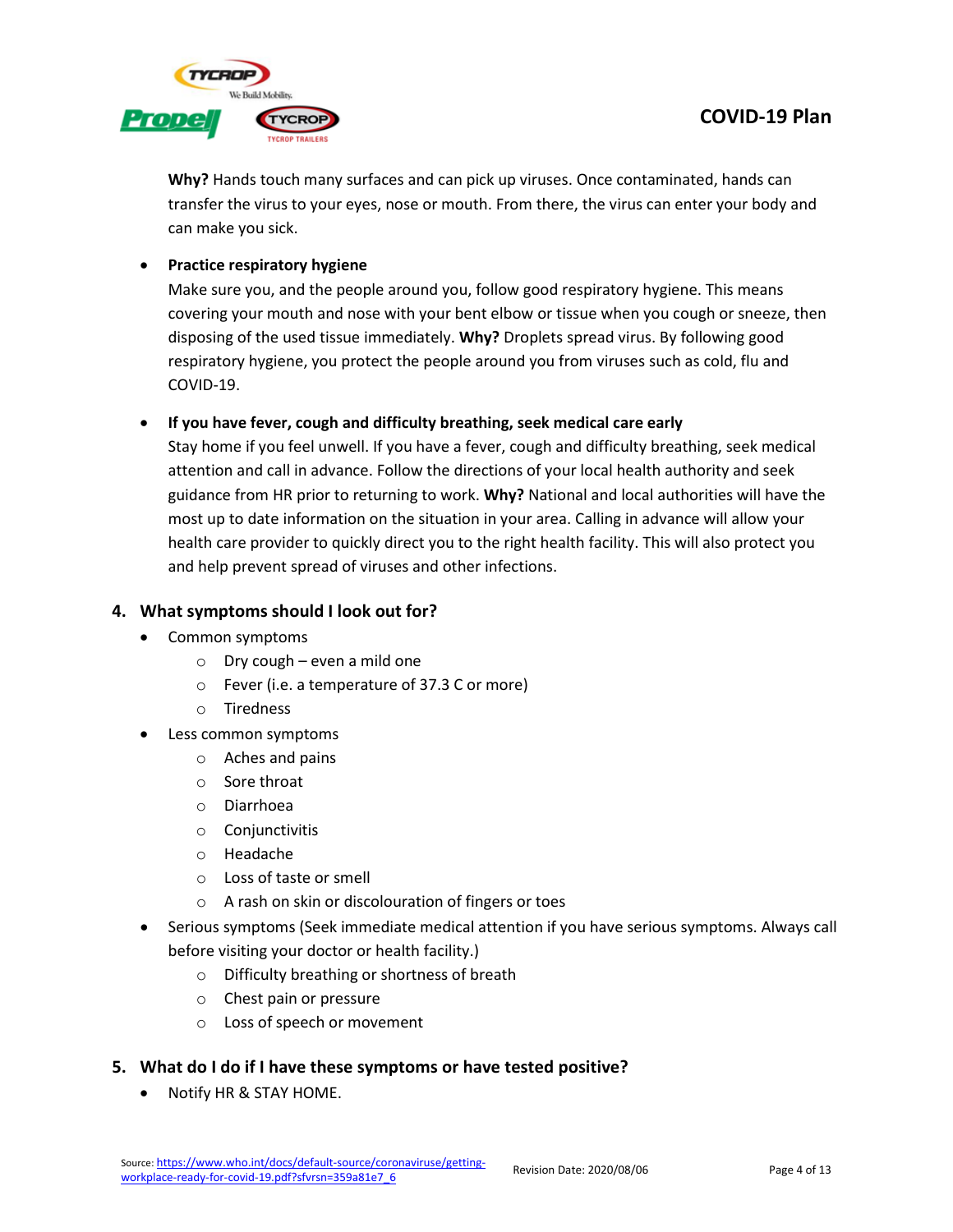**Why?** Hands touch many surfaces and can pick up viruses. Once contaminated, hands can transfer the virus to your eyes, nose or mouth. From there, the virus can enter your body and can make you sick.

- **Practice respiratory hygiene**
  Make sure you, and the people around you, follow good respiratory hygiene. This means covering your mouth and nose with your bent elbow or tissue when you cough or sneeze, then disposing of the used tissue immediately. **Why?** Droplets spread virus. By following good respiratory hygiene, you protect the people around you from viruses such as cold, flu and COVID-19.

- **If you have fever, cough and difficulty breathing, seek medical care early**
  Stay home if you feel unwell. If you have a fever, cough and difficulty breathing, seek medical attention and call in advance. Follow the directions of your local health authority and seek guidance from HR prior to returning to work. **Why?** National and local authorities will have the most up to date information on the situation in your area. Calling in advance will allow your health care provider to quickly direct you to the right health facility. This will also protect you and help prevent spread of viruses and other infections.

## 4. What symptoms should I look out for?

- Common symptoms
  - Dry cough – even a mild one
  - Fever (i.e. a temperature of 37.3 C or more)
  - Tiredness
- Less common symptoms
  - Aches and pains
  - Sore throat
  - Diarrhoea
  - Conjunctivitis
  - Headache
  - Loss of taste or smell
  - A rash on skin or discolouration of fingers or toes
- Serious symptoms (Seek immediate medical attention if you have serious symptoms. Always call before visiting your doctor or health facility.)
  - Difficulty breathing or shortness of breath
  - Chest pain or pressure
  - Loss of speech or movement

## 5. What do I do if I have these symptoms or have tested positive?

- Notify HR & STAY HOME.

Source: https://www.who.int/docs/default-source/coronaviruse/getting-workplace-ready-for-covid-19.pdf?sfvrsn=359a81e7_6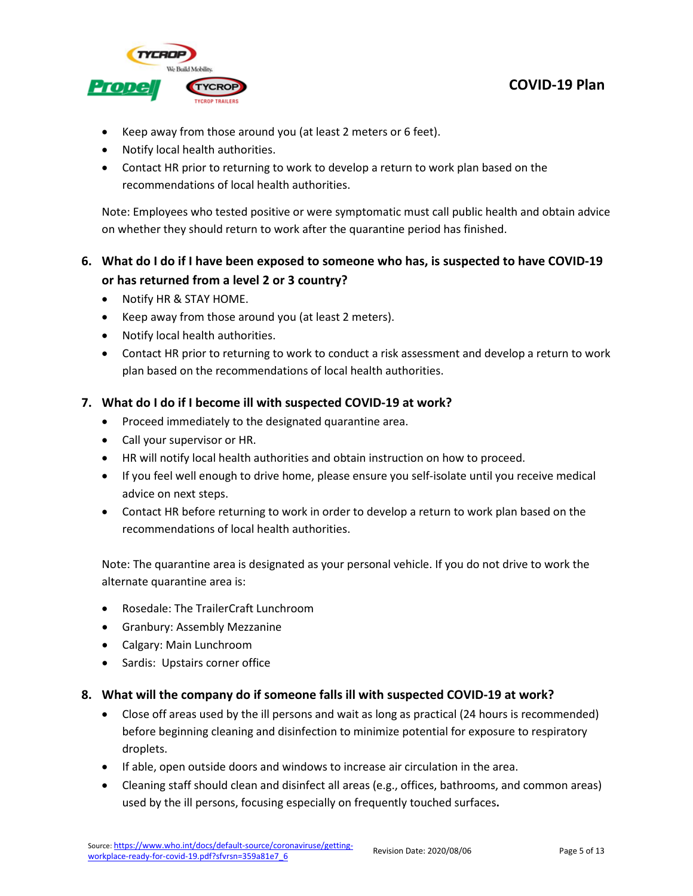- Keep away from those around you (at least 2 meters or 6 feet).
- Notify local health authorities.
- Contact HR prior to returning to work to develop a return to work plan based on the recommendations of local health authorities.

Note: Employees who tested positive or were symptomatic must call public health and obtain advice on whether they should return to work after the quarantine period has finished.

6. **What do I do if I have been exposed to someone who has, is suspected to have COVID-19 or has returned from a level 2 or 3 country?**
   - Notify HR & STAY HOME.
   - Keep away from those around you (at least 2 meters).
   - Notify local health authorities.
   - Contact HR prior to returning to work to conduct a risk assessment and develop a return to work plan based on the recommendations of local health authorities.

7. **What do I do if I become ill with suspected COVID-19 at work?**
   - Proceed immediately to the designated quarantine area.
   - Call your supervisor or HR.
   - HR will notify local health authorities and obtain instruction on how to proceed.
   - If you feel well enough to drive home, please ensure you self-isolate until you receive medical advice on next steps.
   - Contact HR before returning to work in order to develop a return to work plan based on the recommendations of local health authorities.

   Note: The quarantine area is designated as your personal vehicle. If you do not drive to work the alternate quarantine area is:

   - Rosedale: The TrailerCraft Lunchroom
   - Granbury: Assembly Mezzanine
   - Calgary: Main Lunchroom
   - Sardis: Upstairs corner office

8. **What will the company do if someone falls ill with suspected COVID-19 at work?**
   - Close off areas used by the ill persons and wait as long as practical (24 hours is recommended) before beginning cleaning and disinfection to minimize potential for exposure to respiratory droplets.
   - If able, open outside doors and windows to increase air circulation in the area.
   - Cleaning staff should clean and disinfect all areas (e.g., offices, bathrooms, and common areas) used by the ill persons, focusing especially on frequently touched surfaces.

Source: https://www.who.int/docs/default-source/coronaviruse/getting-workplace-ready-for-covid-19.pdf?sfvrsn=359a81e7_6

Revision Date: 2020/08/06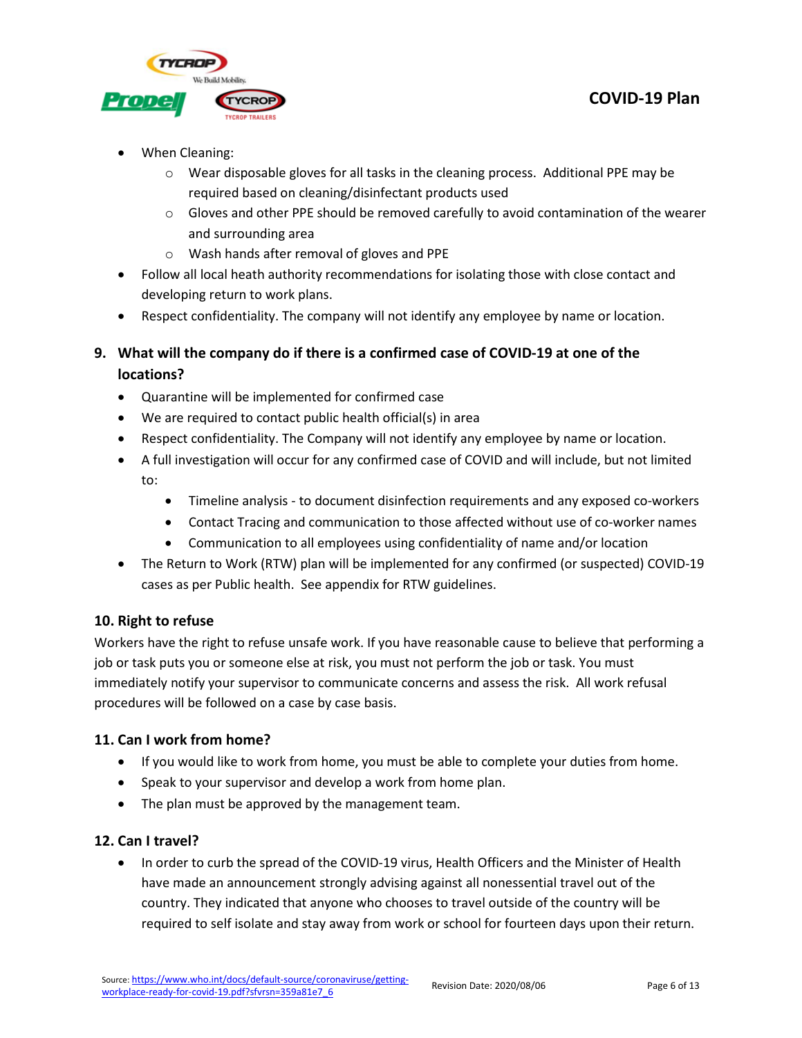- When Cleaning:
  - Wear disposable gloves for all tasks in the cleaning process. Additional PPE may be required based on cleaning/disinfectant products used
  - Gloves and other PPE should be removed carefully to avoid contamination of the wearer and surrounding area
  - Wash hands after removal of gloves and PPE
- Follow all local heath authority recommendations for isolating those with close contact and developing return to work plans.
- Respect confidentiality. The company will not identify any employee by name or location.

## 9. What will the company do if there is a confirmed case of COVID-19 at one of the locations?

- Quarantine will be implemented for confirmed case
- We are required to contact public health official(s) in area
- Respect confidentiality. The Company will not identify any employee by name or location.
- A full investigation will occur for any confirmed case of COVID and will include, but not limited to:
  - Timeline analysis - to document disinfection requirements and any exposed co-workers
  - Contact Tracing and communication to those affected without use of co-worker names
  - Communication to all employees using confidentiality of name and/or location
- The Return to Work (RTW) plan will be implemented for any confirmed (or suspected) COVID-19 cases as per Public health. See appendix for RTW guidelines.

## 10. Right to refuse

Workers have the right to refuse unsafe work. If you have reasonable cause to believe that performing a job or task puts you or someone else at risk, you must not perform the job or task. You must immediately notify your supervisor to communicate concerns and assess the risk. All work refusal procedures will be followed on a case by case basis.

## 11. Can I work from home?

- If you would like to work from home, you must be able to complete your duties from home.
- Speak to your supervisor and develop a work from home plan.
- The plan must be approved by the management team.

## 12. Can I travel?

- In order to curb the spread of the COVID-19 virus, Health Officers and the Minister of Health have made an announcement strongly advising against all nonessential travel out of the country. They indicated that anyone who chooses to travel outside of the country will be required to self isolate and stay away from work or school for fourteen days upon their return.

Source: https://www.who.int/docs/default-source/coronaviruse/getting-workplace-ready-for-covid-19.pdf?sfvrsn=359a81e7_6

Revision Date: 2020/08/06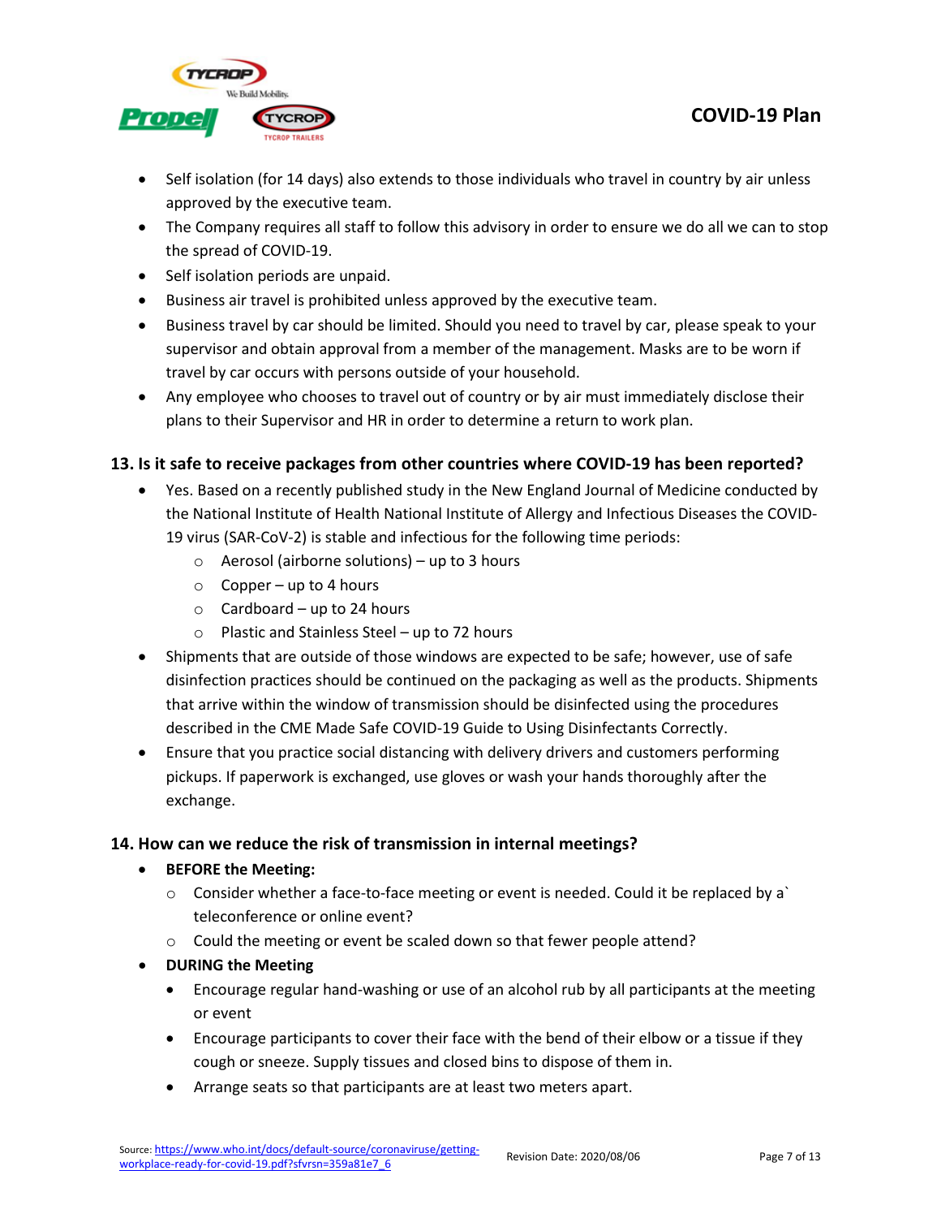- Self isolation (for 14 days) also extends to those individuals who travel in country by air unless approved by the executive team.
- The Company requires all staff to follow this advisory in order to ensure we do all we can to stop the spread of COVID-19.
- Self isolation periods are unpaid.
- Business air travel is prohibited unless approved by the executive team.
- Business travel by car should be limited. Should you need to travel by car, please speak to your supervisor and obtain approval from a member of the management. Masks are to be worn if travel by car occurs with persons outside of your household.
- Any employee who chooses to travel out of country or by air must immediately disclose their plans to their Supervisor and HR in order to determine a return to work plan.

### 13. Is it safe to receive packages from other countries where COVID-19 has been reported?

- Yes. Based on a recently published study in the New England Journal of Medicine conducted by the National Institute of Health National Institute of Allergy and Infectious Diseases the COVID-19 virus (SAR-CoV-2) is stable and infectious for the following time periods:
  - Aerosol (airborne solutions) – up to 3 hours
  - Copper – up to 4 hours
  - Cardboard – up to 24 hours
  - Plastic and Stainless Steel – up to 72 hours
- Shipments that are outside of those windows are expected to be safe; however, use of safe disinfection practices should be continued on the packaging as well as the products. Shipments that arrive within the window of transmission should be disinfected using the procedures described in the CME Made Safe COVID-19 Guide to Using Disinfectants Correctly.
- Ensure that you practice social distancing with delivery drivers and customers performing pickups. If paperwork is exchanged, use gloves or wash your hands thoroughly after the exchange.

### 14. How can we reduce the risk of transmission in internal meetings?

- **BEFORE the Meeting:**
  - Consider whether a face-to-face meeting or event is needed. Could it be replaced by a` teleconference or online event?
  - Could the meeting or event be scaled down so that fewer people attend?
- **DURING the Meeting**
  - Encourage regular hand-washing or use of an alcohol rub by all participants at the meeting or event
  - Encourage participants to cover their face with the bend of their elbow or a tissue if they cough or sneeze. Supply tissues and closed bins to dispose of them in.
  - Arrange seats so that participants are at least two meters apart.

Source: https://www.who.int/docs/default-source/coronaviruse/getting-workplace-ready-for-covid-19.pdf?sfvrsn=359a81e7_6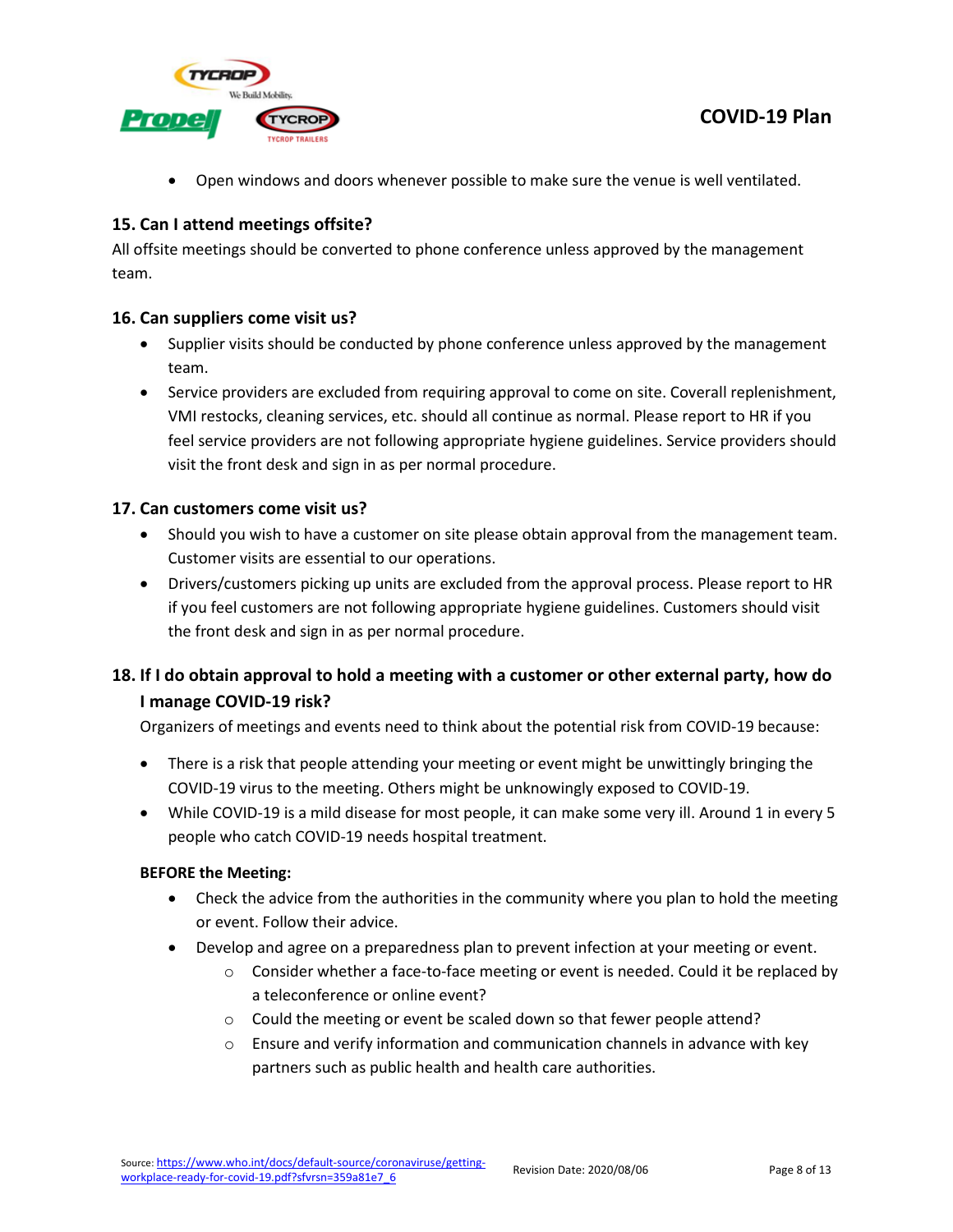- Open windows and doors whenever possible to make sure the venue is well ventilated.

### 15. Can I attend meetings offsite?

All offsite meetings should be converted to phone conference unless approved by the management team.

### 16. Can suppliers come visit us?

- Supplier visits should be conducted by phone conference unless approved by the management team.
- Service providers are excluded from requiring approval to come on site. Coverall replenishment, VMI restocks, cleaning services, etc. should all continue as normal. Please report to HR if you feel service providers are not following appropriate hygiene guidelines. Service providers should visit the front desk and sign in as per normal procedure.

### 17. Can customers come visit us?

- Should you wish to have a customer on site please obtain approval from the management team. Customer visits are essential to our operations.
- Drivers/customers picking up units are excluded from the approval process. Please report to HR if you feel customers are not following appropriate hygiene guidelines. Customers should visit the front desk and sign in as per normal procedure.

### 18. If I do obtain approval to hold a meeting with a customer or other external party, how do I manage COVID-19 risk?

Organizers of meetings and events need to think about the potential risk from COVID-19 because:

- There is a risk that people attending your meeting or event might be unwittingly bringing the COVID-19 virus to the meeting. Others might be unknowingly exposed to COVID-19.
- While COVID-19 is a mild disease for most people, it can make some very ill. Around 1 in every 5 people who catch COVID-19 needs hospital treatment.

**BEFORE the Meeting:**

- Check the advice from the authorities in the community where you plan to hold the meeting or event. Follow their advice.
- Develop and agree on a preparedness plan to prevent infection at your meeting or event.
  - Consider whether a face-to-face meeting or event is needed. Could it be replaced by a teleconference or online event?
  - Could the meeting or event be scaled down so that fewer people attend?
  - Ensure and verify information and communication channels in advance with key partners such as public health and health care authorities.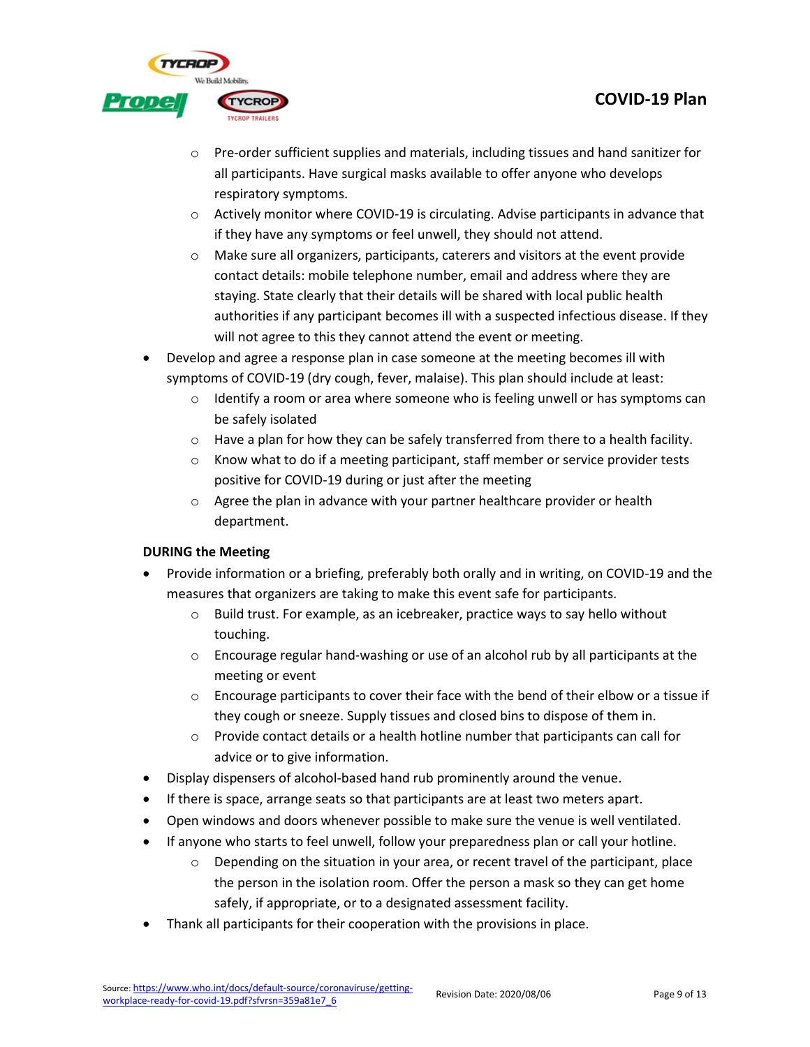- Pre-order sufficient supplies and materials, including tissues and hand sanitizer for all participants. Have surgical masks available to offer anyone who develops respiratory symptoms.
  - Actively monitor where COVID-19 is circulating. Advise participants in advance that if they have any symptoms or feel unwell, they should not attend.
  - Make sure all organizers, participants, caterers and visitors at the event provide contact details: mobile telephone number, email and address where they are staying. State clearly that their details will be shared with local public health authorities if any participant becomes ill with a suspected infectious disease. If they will not agree to this they cannot attend the event or meeting.
- Develop and agree a response plan in case someone at the meeting becomes ill with symptoms of COVID-19 (dry cough, fever, malaise). This plan should include at least:
  - Identify a room or area where someone who is feeling unwell or has symptoms can be safely isolated
  - Have a plan for how they can be safely transferred from there to a health facility.
  - Know what to do if a meeting participant, staff member or service provider tests positive for COVID-19 during or just after the meeting
  - Agree the plan in advance with your partner healthcare provider or health department.

**DURING the Meeting**

- Provide information or a briefing, preferably both orally and in writing, on COVID-19 and the measures that organizers are taking to make this event safe for participants.
  - Build trust. For example, as an icebreaker, practice ways to say hello without touching.
  - Encourage regular hand-washing or use of an alcohol rub by all participants at the meeting or event
  - Encourage participants to cover their face with the bend of their elbow or a tissue if they cough or sneeze. Supply tissues and closed bins to dispose of them in.
  - Provide contact details or a health hotline number that participants can call for advice or to give information.
- Display dispensers of alcohol-based hand rub prominently around the venue.
- If there is space, arrange seats so that participants are at least two meters apart.
- Open windows and doors whenever possible to make sure the venue is well ventilated.
- If anyone who starts to feel unwell, follow your preparedness plan or call your hotline.
  - Depending on the situation in your area, or recent travel of the participant, place the person in the isolation room. Offer the person a mask so they can get home safely, if appropriate, or to a designated assessment facility.
- Thank all participants for their cooperation with the provisions in place.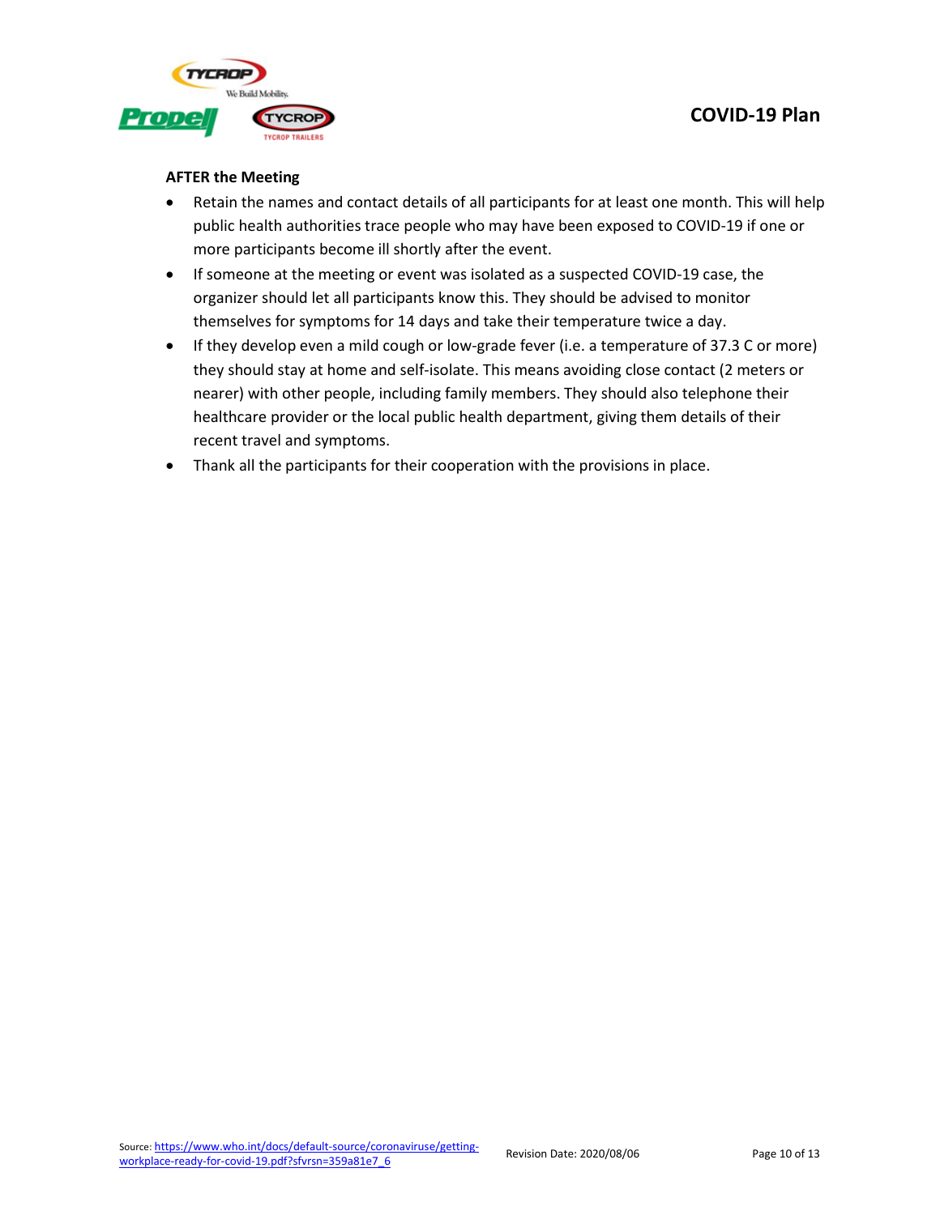**AFTER the Meeting**

- Retain the names and contact details of all participants for at least one month. This will help public health authorities trace people who may have been exposed to COVID-19 if one or more participants become ill shortly after the event.
- If someone at the meeting or event was isolated as a suspected COVID-19 case, the organizer should let all participants know this. They should be advised to monitor themselves for symptoms for 14 days and take their temperature twice a day.
- If they develop even a mild cough or low-grade fever (i.e. a temperature of 37.3 C or more) they should stay at home and self-isolate. This means avoiding close contact (2 meters or nearer) with other people, including family members. They should also telephone their healthcare provider or the local public health department, giving them details of their recent travel and symptoms.
- Thank all the participants for their cooperation with the provisions in place.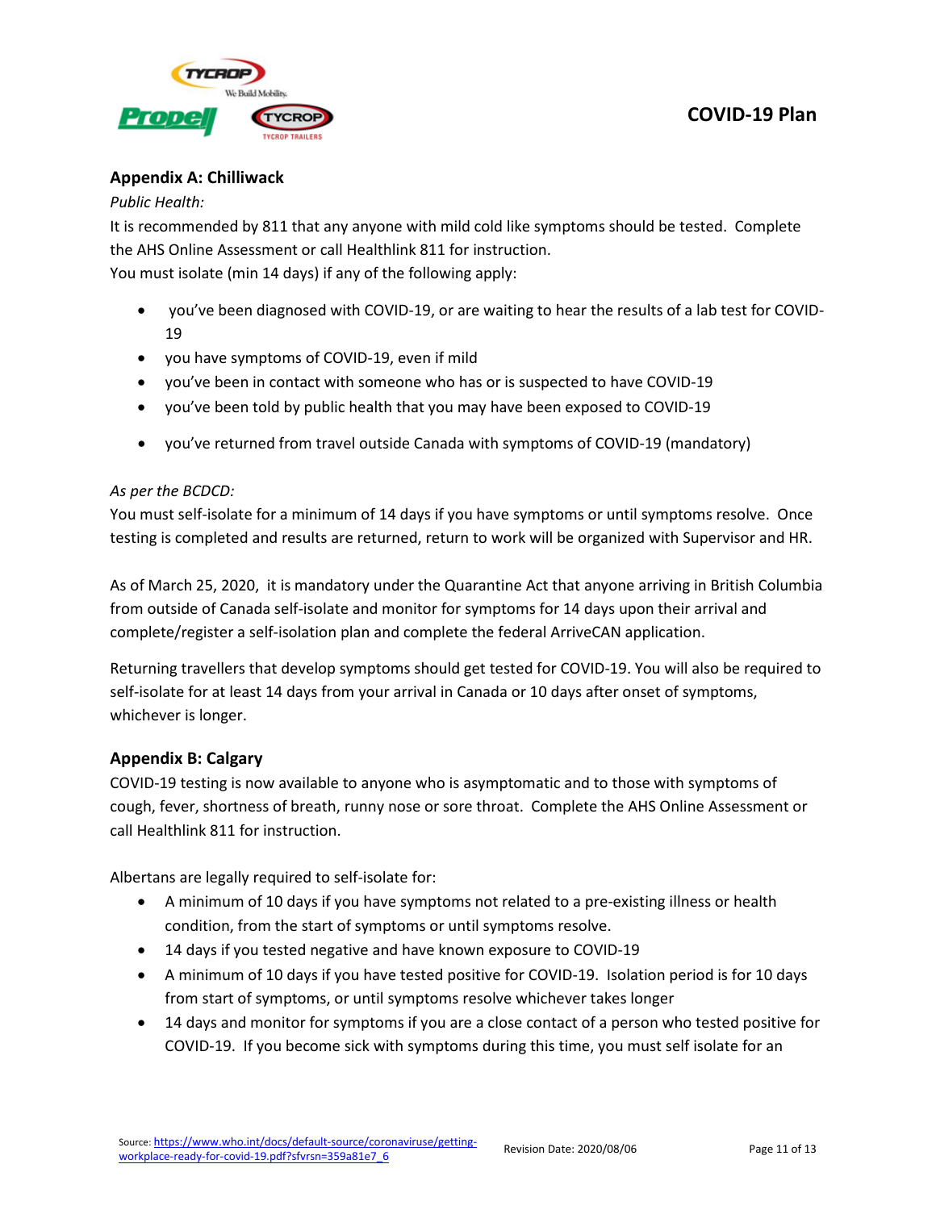## Appendix A: Chilliwack

*Public Health:*

It is recommended by 811 that any anyone with mild cold like symptoms should be tested. Complete the AHS Online Assessment or call Healthlink 811 for instruction.

You must isolate (min 14 days) if any of the following apply:

- you've been diagnosed with COVID-19, or are waiting to hear the results of a lab test for COVID-19
- you have symptoms of COVID-19, even if mild
- you've been in contact with someone who has or is suspected to have COVID-19
- you've been told by public health that you may have been exposed to COVID-19
- you've returned from travel outside Canada with symptoms of COVID-19 (mandatory)

*As per the BCDCD:*

You must self-isolate for a minimum of 14 days if you have symptoms or until symptoms resolve. Once testing is completed and results are returned, return to work will be organized with Supervisor and HR.

As of March 25, 2020, it is mandatory under the Quarantine Act that anyone arriving in British Columbia from outside of Canada self-isolate and monitor for symptoms for 14 days upon their arrival and complete/register a self-isolation plan and complete the federal ArriveCAN application.

Returning travellers that develop symptoms should get tested for COVID-19. You will also be required to self-isolate for at least 14 days from your arrival in Canada or 10 days after onset of symptoms, whichever is longer.

## Appendix B: Calgary

COVID-19 testing is now available to anyone who is asymptomatic and to those with symptoms of cough, fever, shortness of breath, runny nose or sore throat. Complete the AHS Online Assessment or call Healthlink 811 for instruction.

Albertans are legally required to self-isolate for:

- A minimum of 10 days if you have symptoms not related to a pre-existing illness or health condition, from the start of symptoms or until symptoms resolve.
- 14 days if you tested negative and have known exposure to COVID-19
- A minimum of 10 days if you have tested positive for COVID-19. Isolation period is for 10 days from start of symptoms, or until symptoms resolve whichever takes longer
- 14 days and monitor for symptoms if you are a close contact of a person who tested positive for COVID-19. If you become sick with symptoms during this time, you must self isolate for an

Source: [https://www.who.int/docs/default-source/coronaviruse/getting-workplace-ready-for-covid-19.pdf?sfvrsn=359a81e7_6](https://www.who.int/docs/default-source/coronaviruse/getting-workplace-ready-for-covid-19.pdf?sfvrsn=359a81e7_6)

Revision Date: 2020/08/06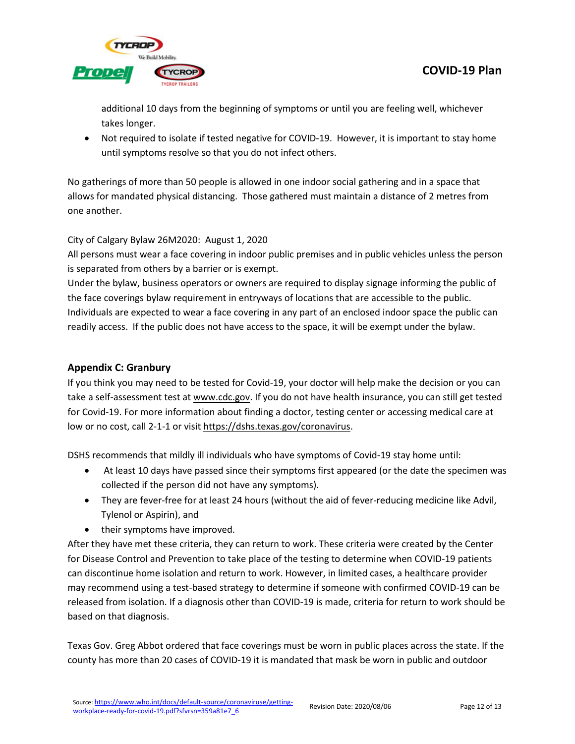additional 10 days from the beginning of symptoms or until you are feeling well, whichever takes longer.

- Not required to isolate if tested negative for COVID-19. However, it is important to stay home until symptoms resolve so that you do not infect others.

No gatherings of more than 50 people is allowed in one indoor social gathering and in a space that allows for mandated physical distancing. Those gathered must maintain a distance of 2 metres from one another.

City of Calgary Bylaw 26M2020: August 1, 2020
All persons must wear a face covering in indoor public premises and in public vehicles unless the person is separated from others by a barrier or is exempt.
Under the bylaw, business operators or owners are required to display signage informing the public of the face coverings bylaw requirement in entryways of locations that are accessible to the public. Individuals are expected to wear a face covering in any part of an enclosed indoor space the public can readily access. If the public does not have access to the space, it will be exempt under the bylaw.

## Appendix C: Granbury

If you think you may need to be tested for Covid-19, your doctor will help make the decision or you can take a self-assessment test at www.cdc.gov. If you do not have health insurance, you can still get tested for Covid-19. For more information about finding a doctor, testing center or accessing medical care at low or no cost, call 2-1-1 or visit https://dshs.texas.gov/coronavirus.

DSHS recommends that mildly ill individuals who have symptoms of Covid-19 stay home until:

- At least 10 days have passed since their symptoms first appeared (or the date the specimen was collected if the person did not have any symptoms).
- They are fever-free for at least 24 hours (without the aid of fever-reducing medicine like Advil, Tylenol or Aspirin), and
- their symptoms have improved.

After they have met these criteria, they can return to work. These criteria were created by the Center for Disease Control and Prevention to take place of the testing to determine when COVID-19 patients can discontinue home isolation and return to work. However, in limited cases, a healthcare provider may recommend using a test-based strategy to determine if someone with confirmed COVID-19 can be released from isolation. If a diagnosis other than COVID-19 is made, criteria for return to work should be based on that diagnosis.

Texas Gov. Greg Abbot ordered that face coverings must be worn in public places across the state. If the county has more than 20 cases of COVID-19 it is mandated that mask be worn in public and outdoor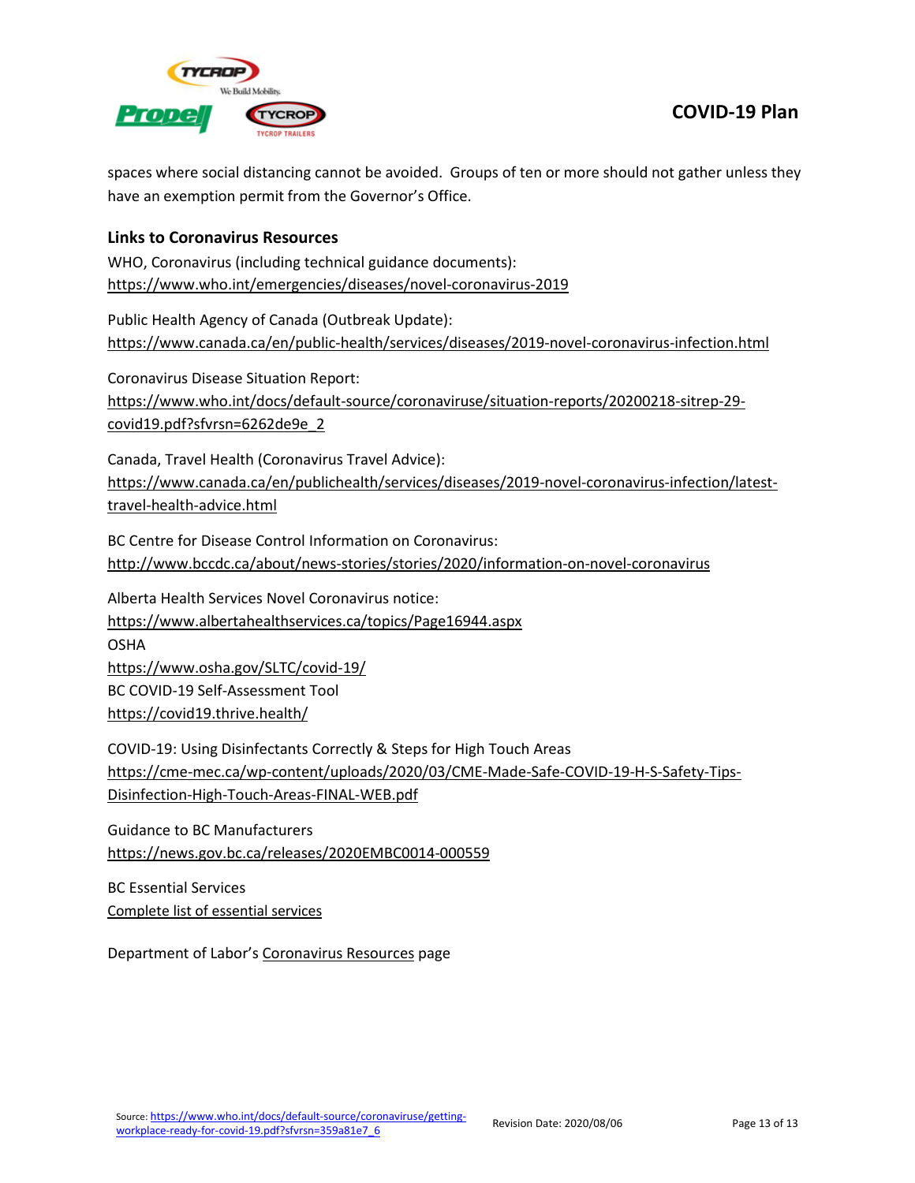spaces where social distancing cannot be avoided. Groups of ten or more should not gather unless they have an exemption permit from the Governor's Office.

### Links to Coronavirus Resources

WHO, Coronavirus (including technical guidance documents):
https://www.who.int/emergencies/diseases/novel-coronavirus-2019

Public Health Agency of Canada (Outbreak Update):
https://www.canada.ca/en/public-health/services/diseases/2019-novel-coronavirus-infection.html

Coronavirus Disease Situation Report:
https://www.who.int/docs/default-source/coronaviruse/situation-reports/20200218-sitrep-29-covid19.pdf?sfvrsn=6262de9e_2

Canada, Travel Health (Coronavirus Travel Advice):
https://www.canada.ca/en/publichealth/services/diseases/2019-novel-coronavirus-infection/latest-travel-health-advice.html

BC Centre for Disease Control Information on Coronavirus:
http://www.bccdc.ca/about/news-stories/stories/2020/information-on-novel-coronavirus

Alberta Health Services Novel Coronavirus notice:
https://www.albertahealthservices.ca/topics/Page16944.aspx
OSHA
https://www.osha.gov/SLTC/covid-19/
BC COVID-19 Self-Assessment Tool
https://covid19.thrive.health/

COVID-19: Using Disinfectants Correctly & Steps for High Touch Areas
https://cme-mec.ca/wp-content/uploads/2020/03/CME-Made-Safe-COVID-19-H-S-Safety-Tips-Disinfection-High-Touch-Areas-FINAL-WEB.pdf

Guidance to BC Manufacturers
https://news.gov.bc.ca/releases/2020EMBC0014-000559

BC Essential Services
Complete list of essential services

Department of Labor's Coronavirus Resources page